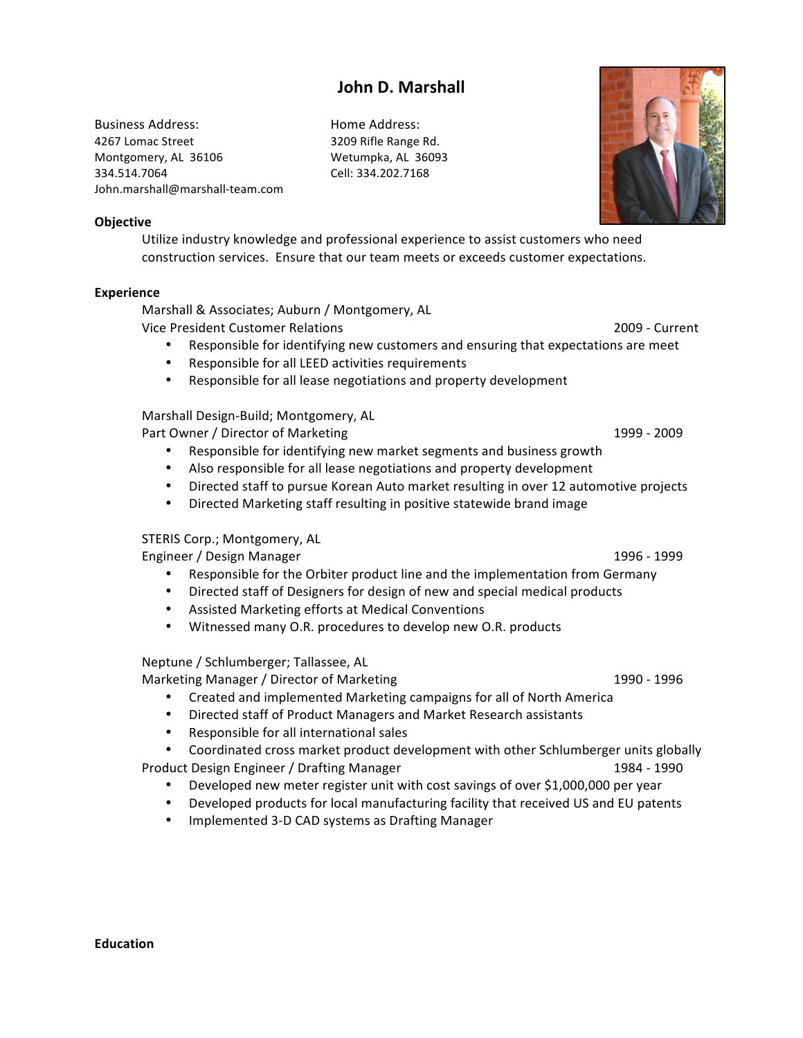# John D. Marshall

Business Address:
4267 Lomac Street
Montgomery, AL 36106
334.514.7064
John.marshall@marshall-team.com

Home Address:
3209 Rifle Range Rd.
Wetumpka, AL 36093
Cell: 334.202.7168

## Objective

Utilize industry knowledge and professional experience to assist customers who need construction services. Ensure that our team meets or exceeds customer expectations.

## Experience

Marshall & Associates; Auburn / Montgomery, AL
Vice President Customer Relations — 2009 - Current

- Responsible for identifying new customers and ensuring that expectations are meet
- Responsible for all LEED activities requirements
- Responsible for all lease negotiations and property development

Marshall Design-Build; Montgomery, AL
Part Owner / Director of Marketing — 1999 - 2009

- Responsible for identifying new market segments and business growth
- Also responsible for all lease negotiations and property development
- Directed staff to pursue Korean Auto market resulting in over 12 automotive projects
- Directed Marketing staff resulting in positive statewide brand image

STERIS Corp.; Montgomery, AL
Engineer / Design Manager — 1996 - 1999

- Responsible for the Orbiter product line and the implementation from Germany
- Directed staff of Designers for design of new and special medical products
- Assisted Marketing efforts at Medical Conventions
- Witnessed many O.R. procedures to develop new O.R. products

Neptune / Schlumberger; Tallassee, AL
Marketing Manager / Director of Marketing — 1990 - 1996

- Created and implemented Marketing campaigns for all of North America
- Directed staff of Product Managers and Market Research assistants
- Responsible for all international sales
- Coordinated cross market product development with other Schlumberger units globally

Product Design Engineer / Drafting Manager — 1984 - 1990

- Developed new meter register unit with cost savings of over $1,000,000 per year
- Developed products for local manufacturing facility that received US and EU patents
- Implemented 3-D CAD systems as Drafting Manager

## Education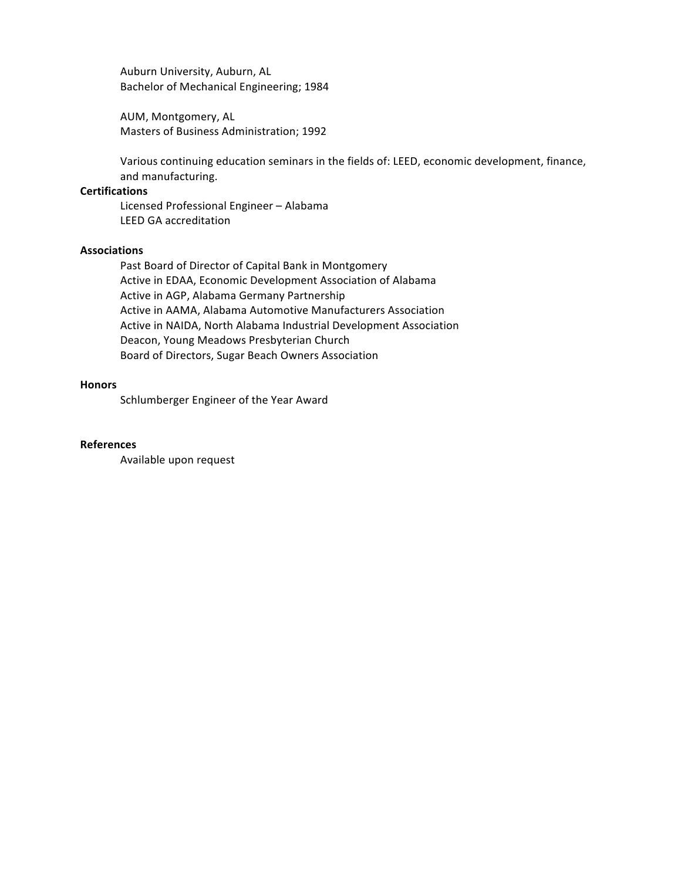Auburn University, Auburn, AL
Bachelor of Mechanical Engineering; 1984

AUM, Montgomery, AL
Masters of Business Administration; 1992

Various continuing education seminars in the fields of: LEED, economic development, finance, and manufacturing.

**Certifications**

Licensed Professional Engineer – Alabama
LEED GA accreditation

**Associations**

Past Board of Director of Capital Bank in Montgomery
Active in EDAA, Economic Development Association of Alabama
Active in AGP, Alabama Germany Partnership
Active in AAMA, Alabama Automotive Manufacturers Association
Active in NAIDA, North Alabama Industrial Development Association
Deacon, Young Meadows Presbyterian Church
Board of Directors, Sugar Beach Owners Association

**Honors**

Schlumberger Engineer of the Year Award

**References**

Available upon request